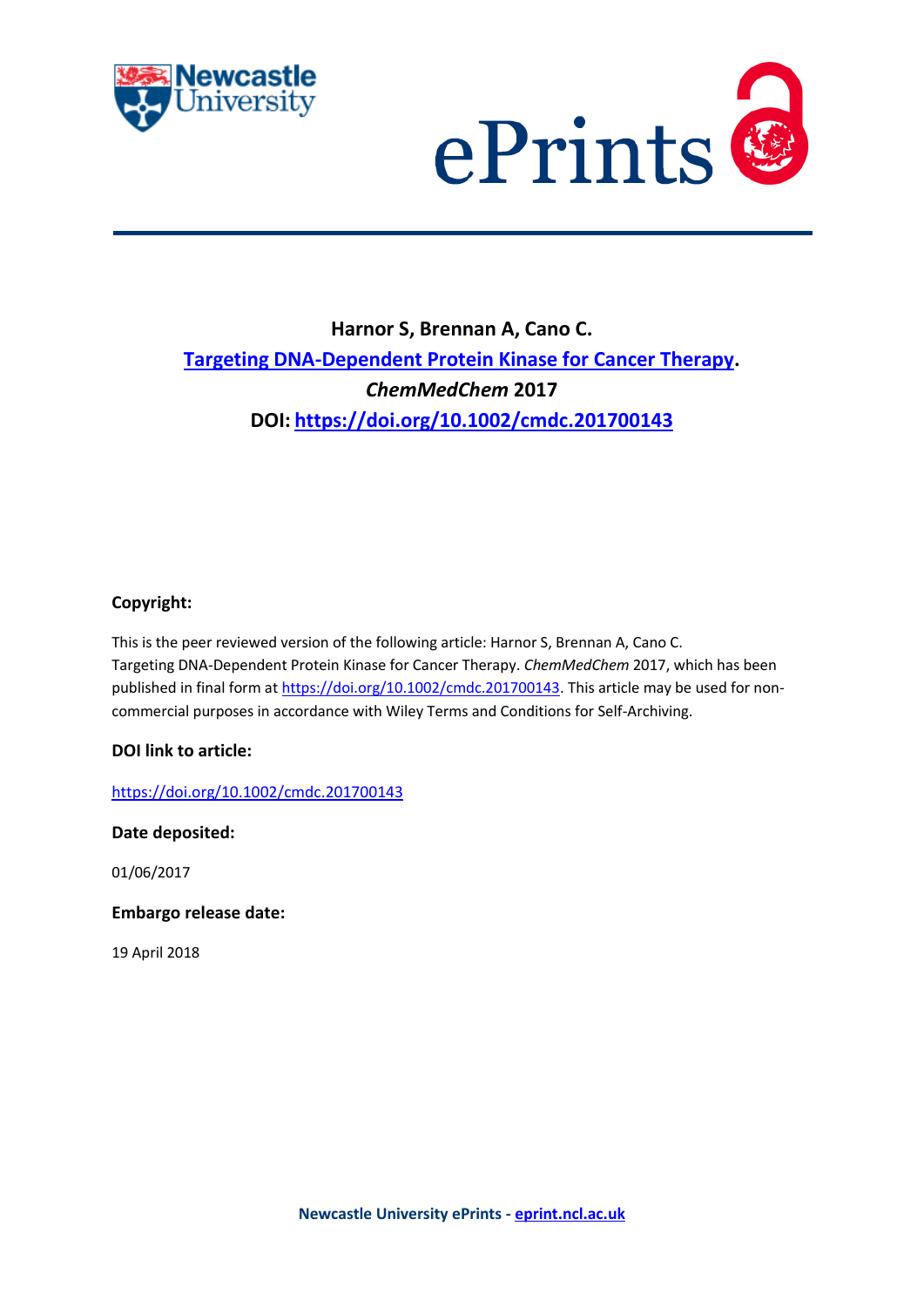**Harnor S, Brennan A, Cano C.**

**Targeting DNA-Dependent Protein Kinase for Cancer Therapy.**

***ChemMedChem* 2017**

**DOI: https://doi.org/10.1002/cmdc.201700143**

**Copyright:**

This is the peer reviewed version of the following article: Harnor S, Brennan A, Cano C. Targeting DNA-Dependent Protein Kinase for Cancer Therapy. *ChemMedChem* 2017, which has been published in final form at https://doi.org/10.1002/cmdc.201700143. This article may be used for non-commercial purposes in accordance with Wiley Terms and Conditions for Self-Archiving.

**DOI link to article:**

https://doi.org/10.1002/cmdc.201700143

**Date deposited:**

01/06/2017

**Embargo release date:**

19 April 2018

**Newcastle University ePrints - eprint.ncl.ac.uk**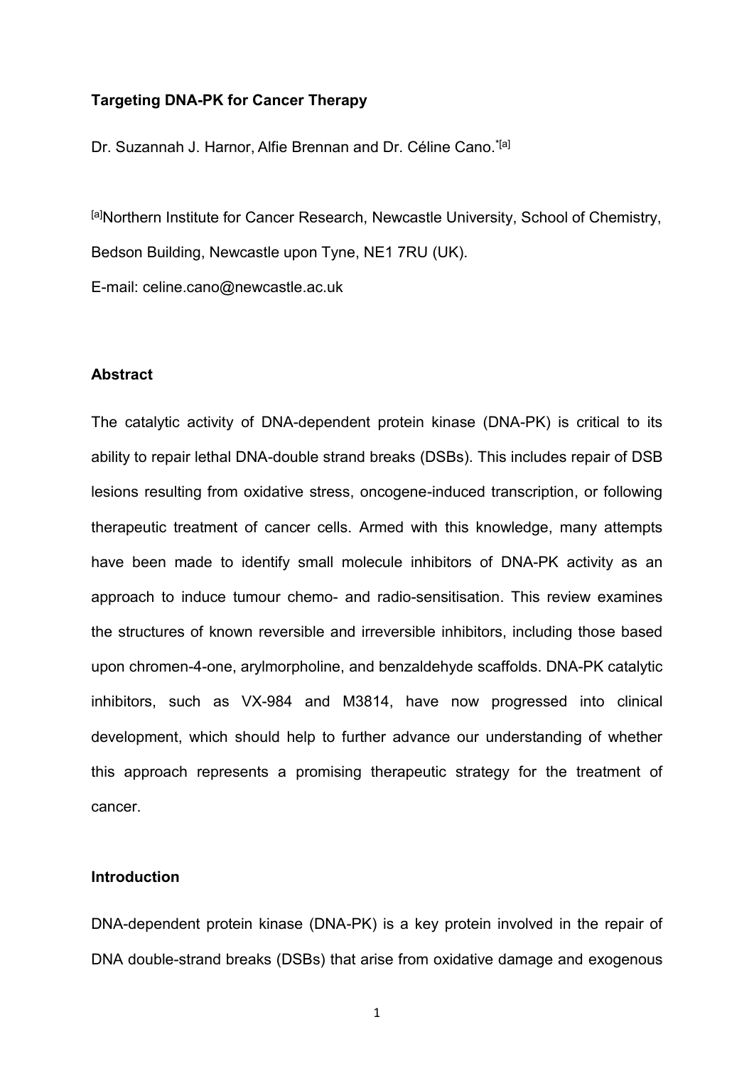**Targeting DNA-PK for Cancer Therapy**

Dr. Suzannah J. Harnor, Alfie Brennan and Dr. Céline Cano.*[a]

[a]Northern Institute for Cancer Research, Newcastle University, School of Chemistry, Bedson Building, Newcastle upon Tyne, NE1 7RU (UK).

E-mail: celine.cano@newcastle.ac.uk

## Abstract

The catalytic activity of DNA-dependent protein kinase (DNA-PK) is critical to its ability to repair lethal DNA-double strand breaks (DSBs). This includes repair of DSB lesions resulting from oxidative stress, oncogene-induced transcription, or following therapeutic treatment of cancer cells. Armed with this knowledge, many attempts have been made to identify small molecule inhibitors of DNA-PK activity as an approach to induce tumour chemo- and radio-sensitisation. This review examines the structures of known reversible and irreversible inhibitors, including those based upon chromen-4-one, arylmorpholine, and benzaldehyde scaffolds. DNA-PK catalytic inhibitors, such as VX-984 and M3814, have now progressed into clinical development, which should help to further advance our understanding of whether this approach represents a promising therapeutic strategy for the treatment of cancer.

## Introduction

DNA-dependent protein kinase (DNA-PK) is a key protein involved in the repair of DNA double-strand breaks (DSBs) that arise from oxidative damage and exogenous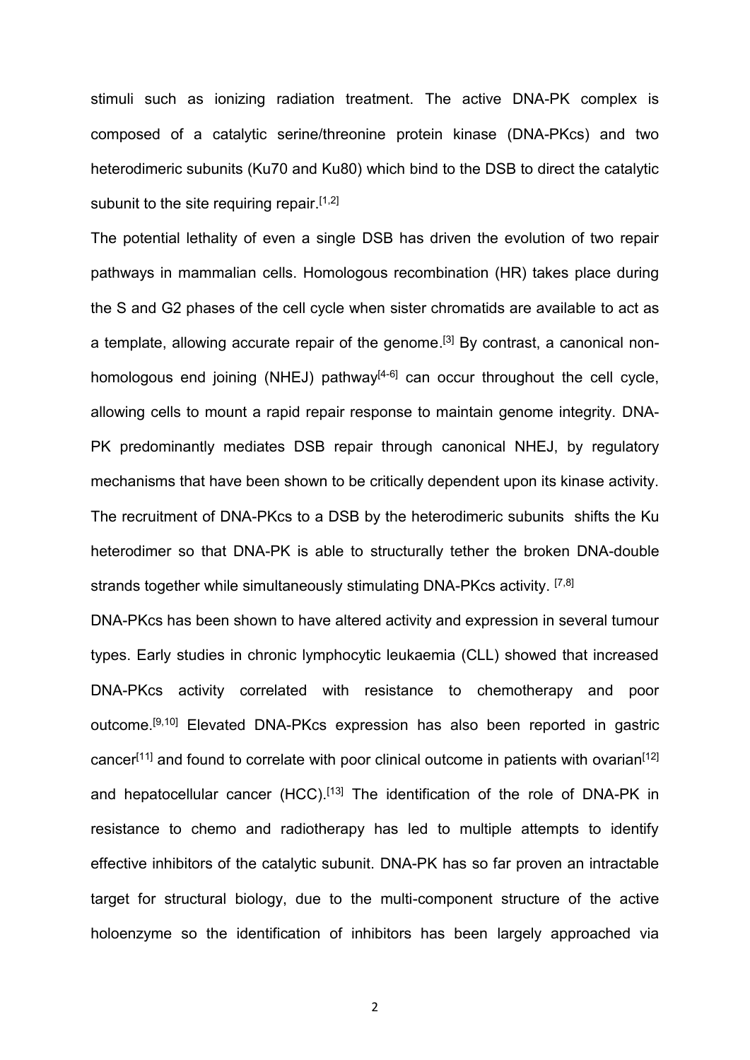stimuli such as ionizing radiation treatment. The active DNA-PK complex is composed of a catalytic serine/threonine protein kinase (DNA-PKcs) and two heterodimeric subunits (Ku70 and Ku80) which bind to the DSB to direct the catalytic subunit to the site requiring repair.[1,2]

The potential lethality of even a single DSB has driven the evolution of two repair pathways in mammalian cells. Homologous recombination (HR) takes place during the S and G2 phases of the cell cycle when sister chromatids are available to act as a template, allowing accurate repair of the genome.[3] By contrast, a canonical non-homologous end joining (NHEJ) pathway[4-6] can occur throughout the cell cycle, allowing cells to mount a rapid repair response to maintain genome integrity. DNA-PK predominantly mediates DSB repair through canonical NHEJ, by regulatory mechanisms that have been shown to be critically dependent upon its kinase activity. The recruitment of DNA-PKcs to a DSB by the heterodimeric subunits shifts the Ku heterodimer so that DNA-PK is able to structurally tether the broken DNA-double strands together while simultaneously stimulating DNA-PKcs activity. [7,8]

DNA-PKcs has been shown to have altered activity and expression in several tumour types. Early studies in chronic lymphocytic leukaemia (CLL) showed that increased DNA-PKcs activity correlated with resistance to chemotherapy and poor outcome.[9,10] Elevated DNA-PKcs expression has also been reported in gastric cancer[11] and found to correlate with poor clinical outcome in patients with ovarian[12] and hepatocellular cancer (HCC).[13] The identification of the role of DNA-PK in resistance to chemo and radiotherapy has led to multiple attempts to identify effective inhibitors of the catalytic subunit. DNA-PK has so far proven an intractable target for structural biology, due to the multi-component structure of the active holoenzyme so the identification of inhibitors has been largely approached via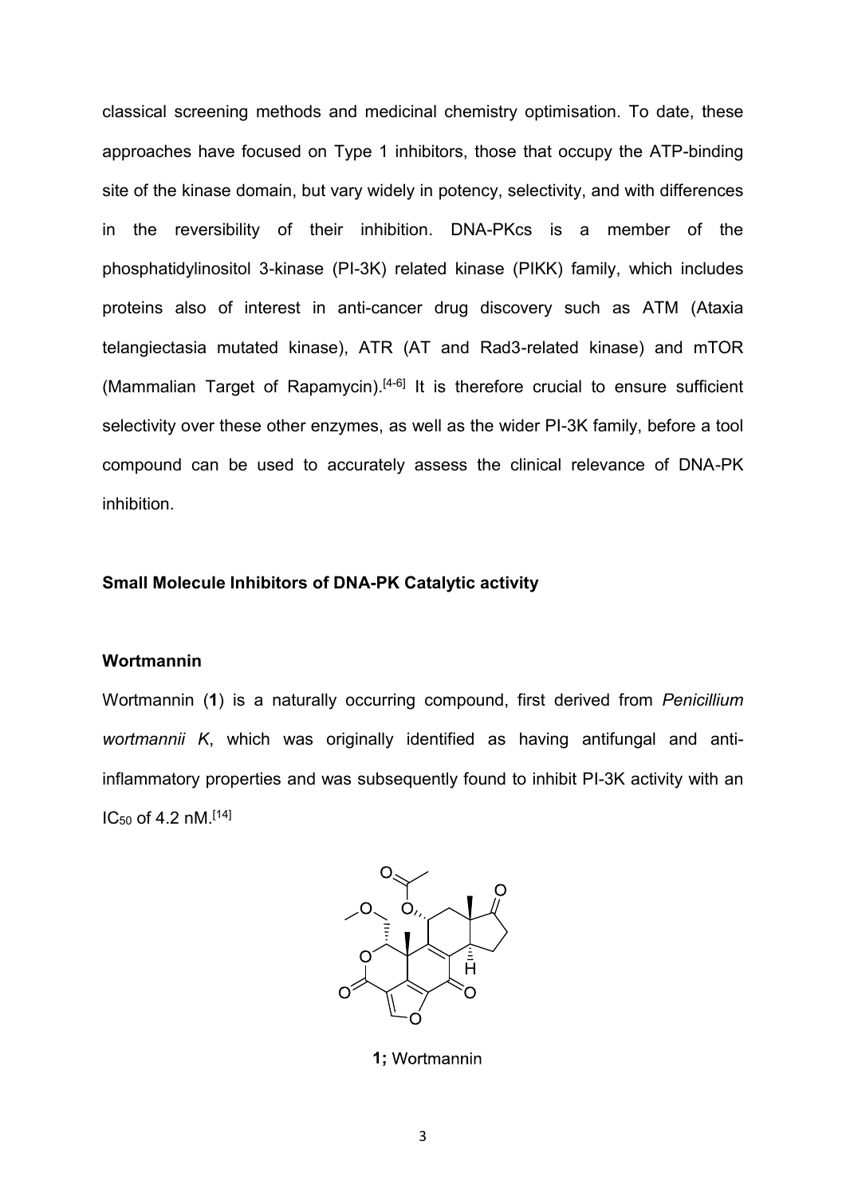classical screening methods and medicinal chemistry optimisation. To date, these approaches have focused on Type 1 inhibitors, those that occupy the ATP-binding site of the kinase domain, but vary widely in potency, selectivity, and with differences in the reversibility of their inhibition. DNA-PKcs is a member of the phosphatidylinositol 3-kinase (PI-3K) related kinase (PIKK) family, which includes proteins also of interest in anti-cancer drug discovery such as ATM (Ataxia telangiectasia mutated kinase), ATR (AT and Rad3-related kinase) and mTOR (Mammalian Target of Rapamycin).[4-6] It is therefore crucial to ensure sufficient selectivity over these other enzymes, as well as the wider PI-3K family, before a tool compound can be used to accurately assess the clinical relevance of DNA-PK inhibition.

### Small Molecule Inhibitors of DNA-PK Catalytic activity

#### Wortmannin

Wortmannin (**1**) is a naturally occurring compound, first derived from *Penicillium wortmannii K*, which was originally identified as having antifungal and anti-inflammatory properties and was subsequently found to inhibit PI-3K activity with an $IC_{50}$ of 4.2 nM.[14]

**1;** Wortmannin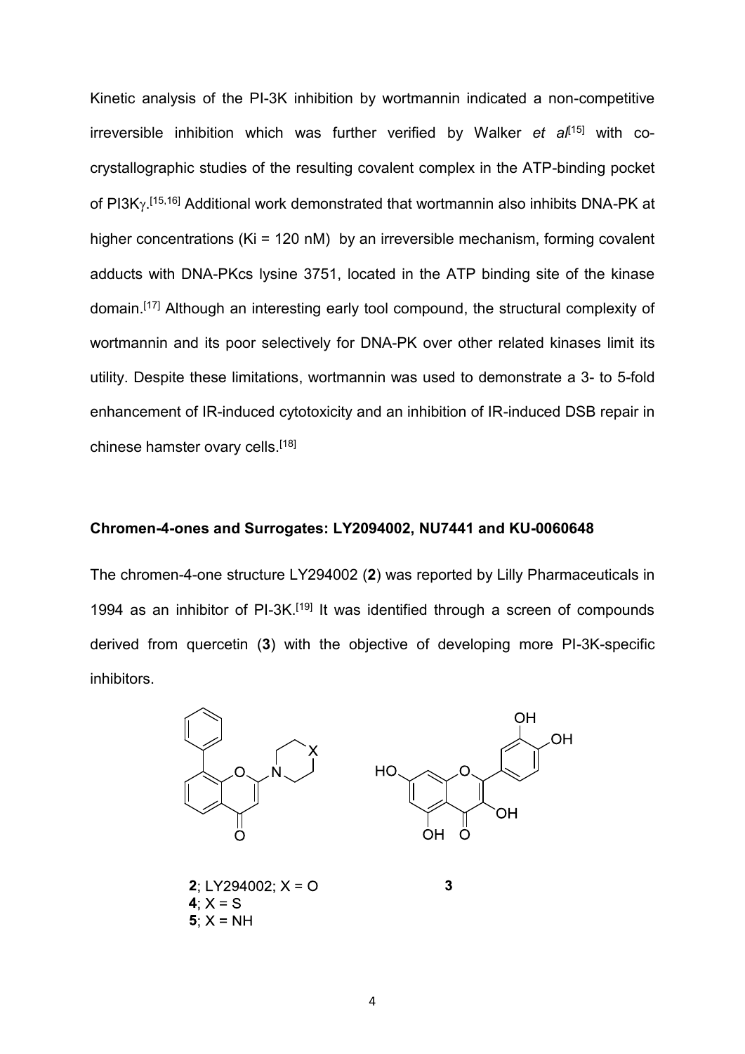Kinetic analysis of the PI-3K inhibition by wortmannin indicated a non-competitive irreversible inhibition which was further verified by Walker *et al*[15] with co-crystallographic studies of the resulting covalent complex in the ATP-binding pocket of PI3K$\gamma$.[15,16] Additional work demonstrated that wortmannin also inhibits DNA-PK at higher concentrations (Ki = 120 nM) by an irreversible mechanism, forming covalent adducts with DNA-PKcs lysine 3751, located in the ATP binding site of the kinase domain.[17] Although an interesting early tool compound, the structural complexity of wortmannin and its poor selectively for DNA-PK over other related kinases limit its utility. Despite these limitations, wortmannin was used to demonstrate a 3- to 5-fold enhancement of IR-induced cytotoxicity and an inhibition of IR-induced DSB repair in chinese hamster ovary cells.[18]

## Chromen-4-ones and Surrogates: LY2094002, NU7441 and KU-0060648

The chromen-4-one structure LY294002 (**2**) was reported by Lilly Pharmaceuticals in 1994 as an inhibitor of PI-3K.[19] It was identified through a screen of compounds derived from quercetin (**3**) with the objective of developing more PI-3K-specific inhibitors.

**2**; LY294002; X = O
**4**; X = S
**5**; X = NH

**3**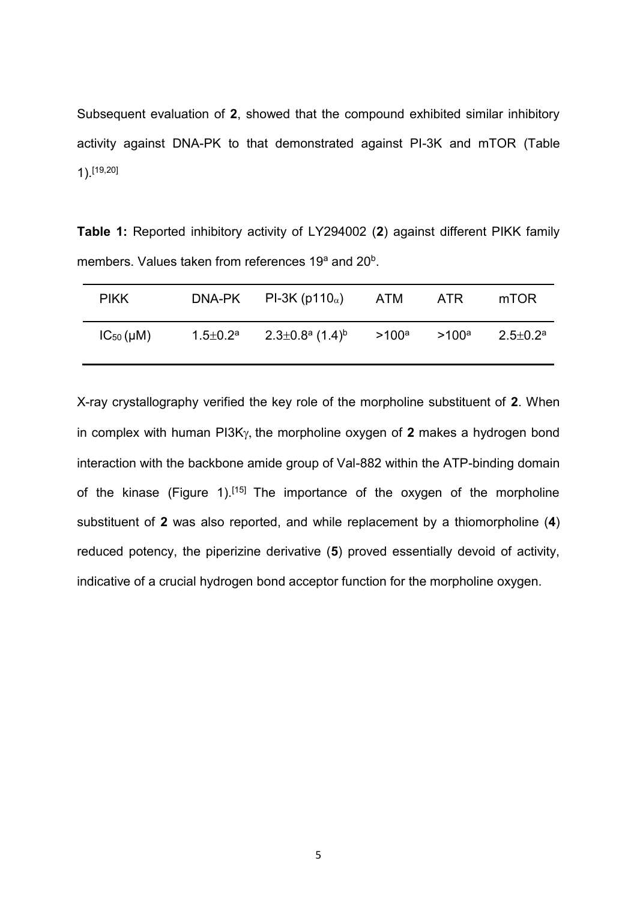Subsequent evaluation of **2**, showed that the compound exhibited similar inhibitory activity against DNA-PK to that demonstrated against PI-3K and mTOR (Table 1).[19,20]

**Table 1:** Reported inhibitory activity of LY294002 (**2**) against different PIKK family members. Values taken from references 19[a] and 20[b].

| PIKK | DNA-PK | PI-3K ($p110_{\alpha}$) | ATM | ATR | mTOR |
|---|---|---|---|---|---|
| $IC_{50}$ (μM) | 1.5±0.2[a] | 2.3±0.8[a] (1.4)[b] | >100[a] | >100[a] | 2.5±0.2[a] |

X-ray crystallography verified the key role of the morpholine substituent of **2**. When in complex with human PI3Kγ, the morpholine oxygen of **2** makes a hydrogen bond interaction with the backbone amide group of Val-882 within the ATP-binding domain of the kinase (Figure 1).[15] The importance of the oxygen of the morpholine substituent of **2** was also reported, and while replacement by a thiomorpholine (**4**) reduced potency, the piperizine derivative (**5**) proved essentially devoid of activity, indicative of a crucial hydrogen bond acceptor function for the morpholine oxygen.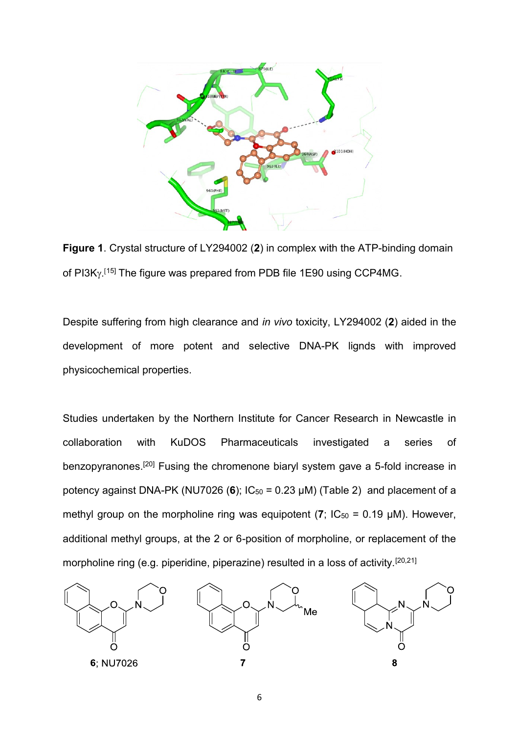**Figure 1**. Crystal structure of LY294002 (**2**) in complex with the ATP-binding domain of PI3Kγ.[15] The figure was prepared from PDB file 1E90 using CCP4MG.

Despite suffering from high clearance and *in vivo* toxicity, LY294002 (**2**) aided in the development of more potent and selective DNA-PK lignds with improved physicochemical properties.

Studies undertaken by the Northern Institute for Cancer Research in Newcastle in collaboration with KuDOS Pharmaceuticals investigated a series of benzopyranones.[20] Fusing the chromenone biaryl system gave a 5-fold increase in potency against DNA-PK (NU7026 (**6**); $IC_{50}$ = 0.23 μM) (Table 2) and placement of a methyl group on the morpholine ring was equipotent (**7**; $IC_{50}$ = 0.19 μM). However, additional methyl groups, at the 2 or 6-position of morpholine, or replacement of the morpholine ring (e.g. piperidine, piperazine) resulted in a loss of activity.[20,21]

**6**; NU7026 **7** **8**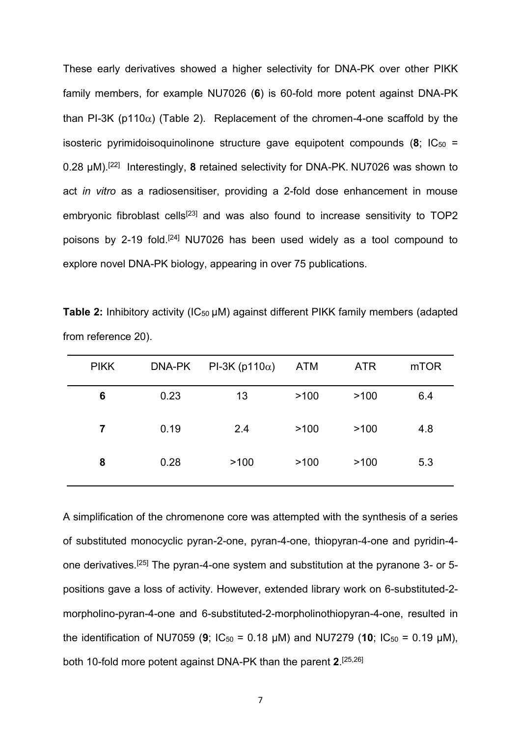These early derivatives showed a higher selectivity for DNA-PK over other PIKK family members, for example NU7026 (**6**) is 60-fold more potent against DNA-PK than PI-3K (p110$\alpha$) (Table 2). Replacement of the chromen-4-one scaffold by the isosteric pyrimidoisoquinolinone structure gave equipotent compounds (**8**; $IC_{50}$ = 0.28 µM).[22] Interestingly, **8** retained selectivity for DNA-PK. NU7026 was shown to act *in vitro* as a radiosensitiser, providing a 2-fold dose enhancement in mouse embryonic fibroblast cells[23] and was also found to increase sensitivity to TOP2 poisons by 2-19 fold.[24] NU7026 has been used widely as a tool compound to explore novel DNA-PK biology, appearing in over 75 publications.

**Table 2:** Inhibitory activity ($IC_{50}$ µM) against different PIKK family members (adapted from reference 20).

| PIKK | DNA-PK | PI-3K (p110$\alpha$) | ATM | ATR | mTOR |
|---|---|---|---|---|---|
| **6** | 0.23 | 13 | >100 | >100 | 6.4 |
| **7** | 0.19 | 2.4 | >100 | >100 | 4.8 |
| **8** | 0.28 | >100 | >100 | >100 | 5.3 |

A simplification of the chromenone core was attempted with the synthesis of a series of substituted monocyclic pyran-2-one, pyran-4-one, thiopyran-4-one and pyridin-4-one derivatives.[25] The pyran-4-one system and substitution at the pyranone 3- or 5-positions gave a loss of activity. However, extended library work on 6-substituted-2-morpholino-pyran-4-one and 6-substituted-2-morpholinothiopyran-4-one, resulted in the identification of NU7059 (**9**; $IC_{50}$ = 0.18 µM) and NU7279 (**10**; $IC_{50}$ = 0.19 µM), both 10-fold more potent against DNA-PK than the parent **2**.[25,26]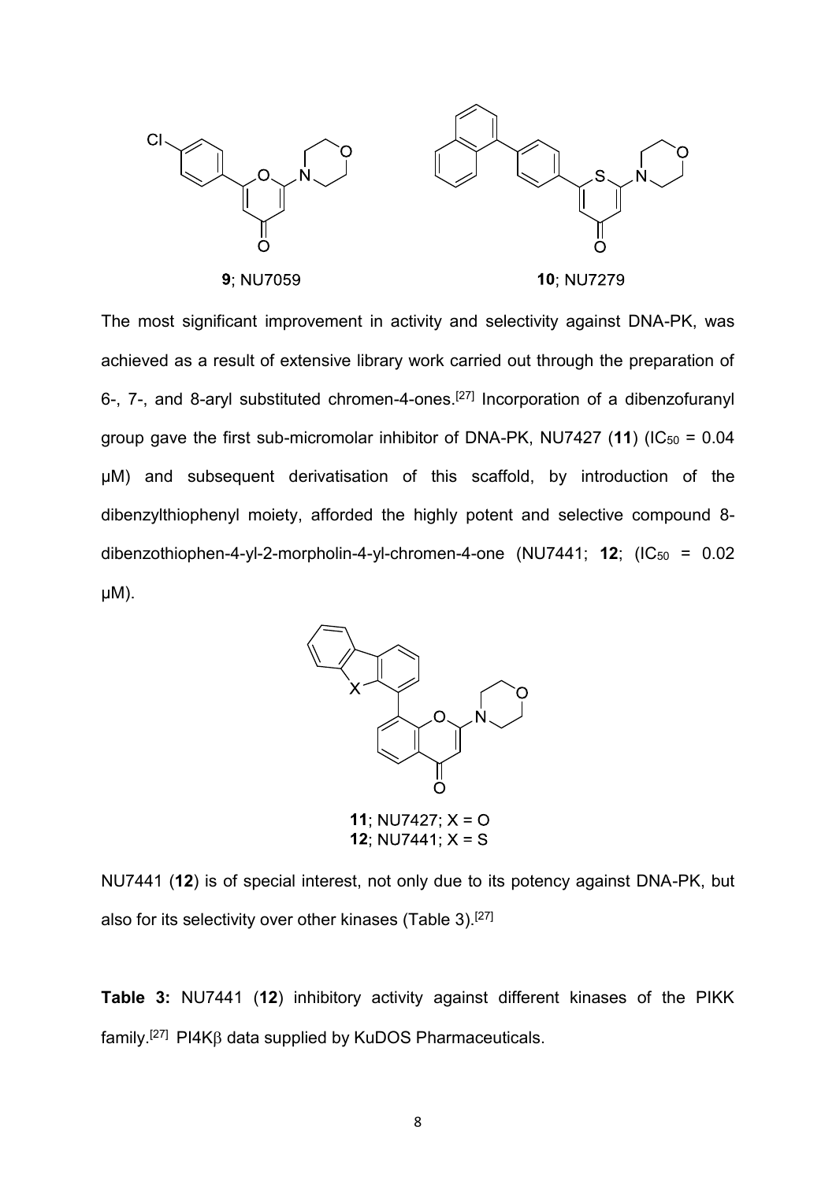**9**; NU7059

**10**; NU7279

The most significant improvement in activity and selectivity against DNA-PK, was achieved as a result of extensive library work carried out through the preparation of 6-, 7-, and 8-aryl substituted chromen-4-ones.[27] Incorporation of a dibenzofuranyl group gave the first sub-micromolar inhibitor of DNA-PK, NU7427 (**11**) ($IC_{50}$ = 0.04 μM) and subsequent derivatisation of this scaffold, by introduction of the dibenzylthiophenyl moiety, afforded the highly potent and selective compound 8-dibenzothiophen-4-yl-2-morpholin-4-yl-chromen-4-one (NU7441; **12**; ($IC_{50}$ = 0.02 μM).

**11**; NU7427; X = O
**12**; NU7441; X = S

NU7441 (**12**) is of special interest, not only due to its potency against DNA-PK, but also for its selectivity over other kinases (Table 3).[27]

**Table 3:** NU7441 (**12**) inhibitory activity against different kinases of the PIKK family.[27] PI4Kβ data supplied by KuDOS Pharmaceuticals.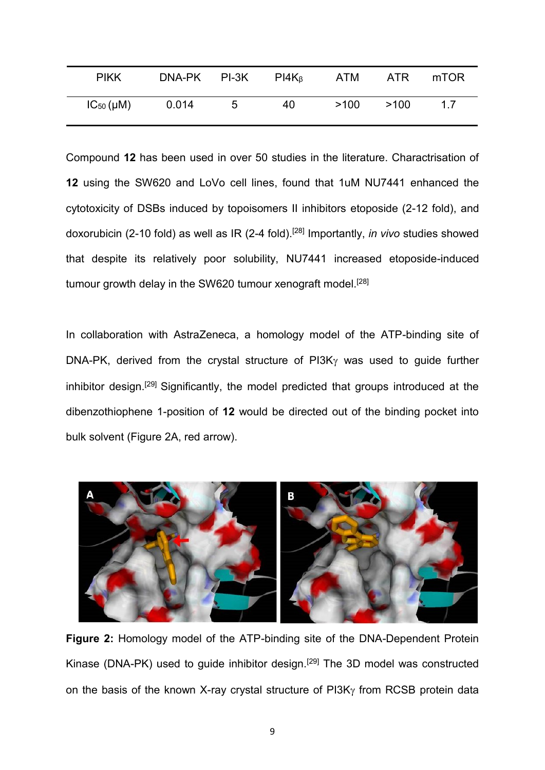| PIKK | DNA-PK | PI-3K | PI4K$_{\beta}$ | ATM | ATR | mTOR |
|---|---|---|---|---|---|---|
| IC$_{50}$ (μM) | 0.014 | 5 | 40 | >100 | >100 | 1.7 |

Compound **12** has been used in over 50 studies in the literature. Charactrisation of **12** using the SW620 and LoVo cell lines, found that 1uM NU7441 enhanced the cytotoxicity of DSBs induced by topoisomers II inhibitors etoposide (2-12 fold), and doxorubicin (2-10 fold) as well as IR (2-4 fold).[28] Importantly, *in vivo* studies showed that despite its relatively poor solubility, NU7441 increased etoposide-induced tumour growth delay in the SW620 tumour xenograft model.[28]

In collaboration with AstraZeneca, a homology model of the ATP-binding site of DNA-PK, derived from the crystal structure of PI3Kγ was used to guide further inhibitor design.[29] Significantly, the model predicted that groups introduced at the dibenzothiophene 1-position of **12** would be directed out of the binding pocket into bulk solvent (Figure 2A, red arrow).

**Figure 2:** Homology model of the ATP-binding site of the DNA-Dependent Protein Kinase (DNA-PK) used to guide inhibitor design.[29] The 3D model was constructed on the basis of the known X-ray crystal structure of PI3Kγ from RCSB protein data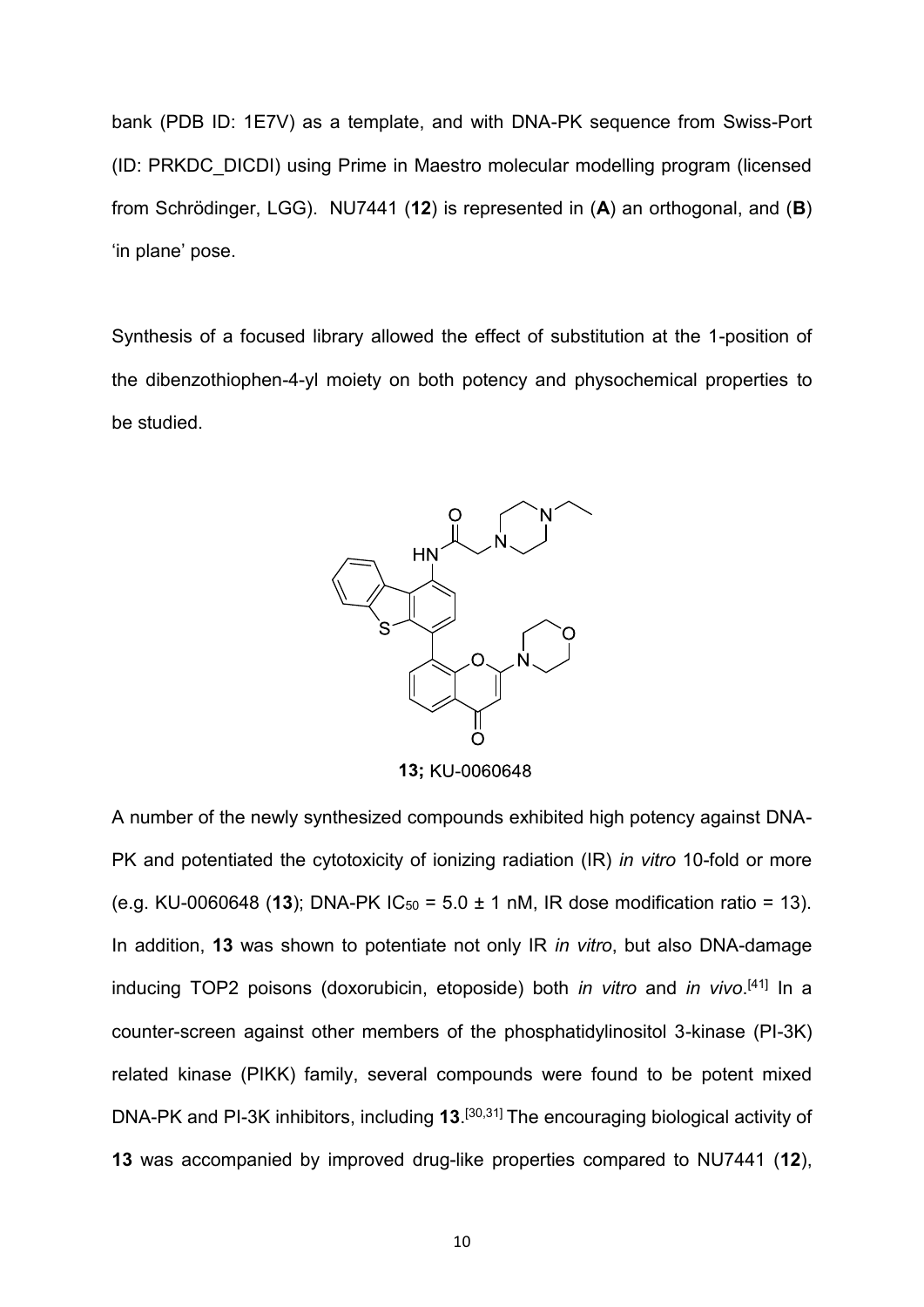bank (PDB ID: 1E7V) as a template, and with DNA-PK sequence from Swiss-Port (ID: PRKDC_DICDI) using Prime in Maestro molecular modelling program (licensed from Schrödinger, LGG). NU7441 (**12**) is represented in (**A**) an orthogonal, and (**B**) 'in plane' pose.

Synthesis of a focused library allowed the effect of substitution at the 1-position of the dibenzothiophen-4-yl moiety on both potency and physochemical properties to be studied.

**13;** KU-0060648

A number of the newly synthesized compounds exhibited high potency against DNA-PK and potentiated the cytotoxicity of ionizing radiation (IR) *in vitro* 10-fold or more (e.g. KU-0060648 (**13**); DNA-PK $IC_{50}$ = 5.0 ± 1 nM, IR dose modification ratio = 13). In addition, **13** was shown to potentiate not only IR *in vitro*, but also DNA-damage inducing TOP2 poisons (doxorubicin, etoposide) both *in vitro* and *in vivo*.[41] In a counter-screen against other members of the phosphatidylinositol 3-kinase (PI-3K) related kinase (PIKK) family, several compounds were found to be potent mixed DNA-PK and PI-3K inhibitors, including **13**.[30,31] The encouraging biological activity of **13** was accompanied by improved drug-like properties compared to NU7441 (**12**),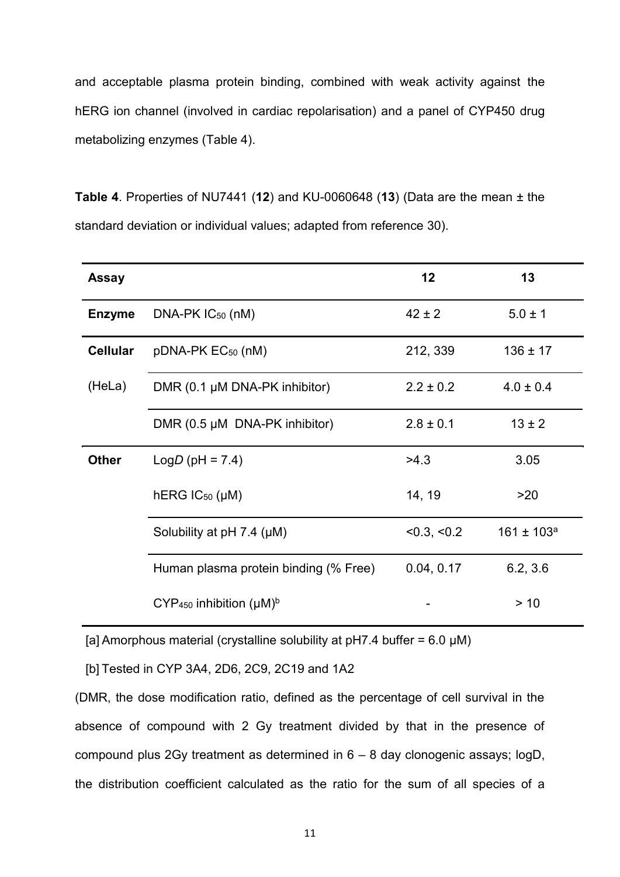and acceptable plasma protein binding, combined with weak activity against the hERG ion channel (involved in cardiac repolarisation) and a panel of CYP450 drug metabolizing enzymes (Table 4).

**Table 4**. Properties of NU7441 (**12**) and KU-0060648 (**13**) (Data are the mean ± the standard deviation or individual values; adapted from reference 30).

| **Assay** | | **12** | **13** |
| --- | --- | --- | --- |
| **Enzyme** | DNA-PK $IC_{50}$ (nM) | 42 ± 2 | 5.0 ± 1 |
| **Cellular** (HeLa) | pDNA-PK $EC_{50}$ (nM) | 212, 339 | 136 ± 17 |
| | DMR (0.1 μM DNA-PK inhibitor) | 2.2 ± 0.2 | 4.0 ± 0.4 |
| | DMR (0.5 μM DNA-PK inhibitor) | 2.8 ± 0.1 | 13 ± 2 |
| **Other** | Log*D* (pH = 7.4) | >4.3 | 3.05 |
| | hERG $IC_{50}$ (μM) | 14, 19 | >20 |
| | Solubility at pH 7.4 (μM) | <0.3, <0.2 | 161 ± 103[a] |
| | Human plasma protein binding (% Free) | 0.04, 0.17 | 6.2, 3.6 |
| | $CYP_{450}$ inhibition (μM)[b] | - | > 10 |

[a] Amorphous material (crystalline solubility at pH7.4 buffer = 6.0 μM)

[b] Tested in CYP 3A4, 2D6, 2C9, 2C19 and 1A2

(DMR, the dose modification ratio, defined as the percentage of cell survival in the absence of compound with 2 Gy treatment divided by that in the presence of compound plus 2Gy treatment as determined in 6 – 8 day clonogenic assays; logD, the distribution coefficient calculated as the ratio for the sum of all species of a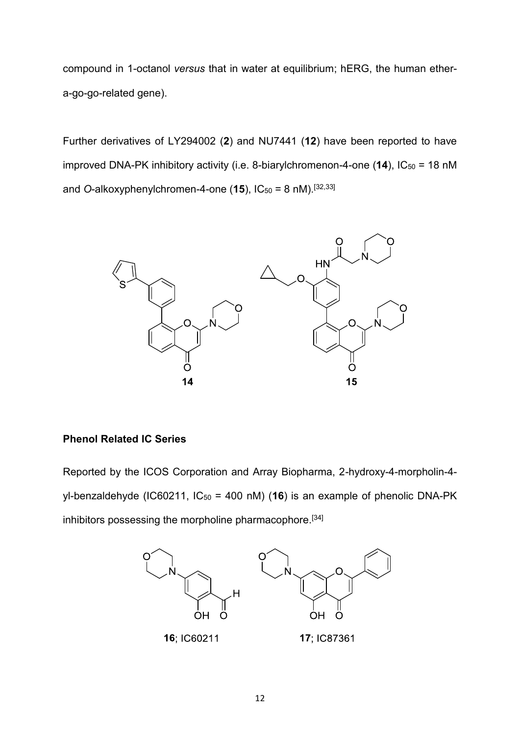compound in 1-octanol *versus* that in water at equilibrium; hERG, the human ether-a-go-go-related gene).

Further derivatives of LY294002 (**2**) and NU7441 (**12**) have been reported to have improved DNA-PK inhibitory activity (i.e. 8-biarylchromenon-4-one (**14**), $IC_{50}$ = 18 nM and *O*-alkoxyphenylchromen-4-one (**15**), $IC_{50}$ = 8 nM).[32,33]

**14** **15**

### Phenol Related IC Series

Reported by the ICOS Corporation and Array Biopharma, 2-hydroxy-4-morpholin-4-yl-benzaldehyde (IC60211, $IC_{50}$ = 400 nM) (**16**) is an example of phenolic DNA-PK inhibitors possessing the morpholine pharmacophore.[34]

**16**; IC60211 **17**; IC87361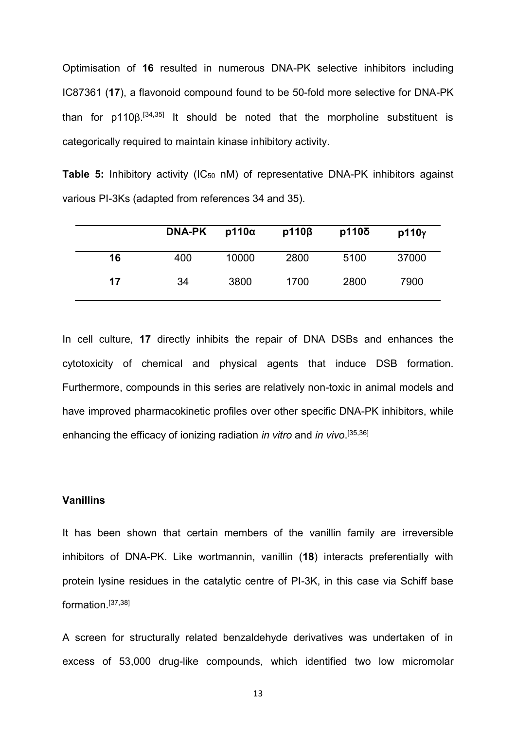Optimisation of **16** resulted in numerous DNA-PK selective inhibitors including IC87361 (**17**), a flavonoid compound found to be 50-fold more selective for DNA-PK than for p110β.[34,35] It should be noted that the morpholine substituent is categorically required to maintain kinase inhibitory activity.

**Table 5:** Inhibitory activity ($IC_{50}$ nM) of representative DNA-PK inhibitors against various PI-3Ks (adapted from references 34 and 35).

| | DNA-PK | p110α | p110β | p110δ | p110γ |
|---|---|---|---|---|---|
| **16** | 400 | 10000 | 2800 | 5100 | 37000 |
| **17** | 34 | 3800 | 1700 | 2800 | 7900 |

In cell culture, **17** directly inhibits the repair of DNA DSBs and enhances the cytotoxicity of chemical and physical agents that induce DSB formation. Furthermore, compounds in this series are relatively non-toxic in animal models and have improved pharmacokinetic profiles over other specific DNA-PK inhibitors, while enhancing the efficacy of ionizing radiation *in vitro* and *in vivo*.[35,36]

**Vanillins**

It has been shown that certain members of the vanillin family are irreversible inhibitors of DNA-PK. Like wortmannin, vanillin (**18**) interacts preferentially with protein lysine residues in the catalytic centre of PI-3K, in this case via Schiff base formation.[37,38]

A screen for structurally related benzaldehyde derivatives was undertaken of in excess of 53,000 drug-like compounds, which identified two low micromolar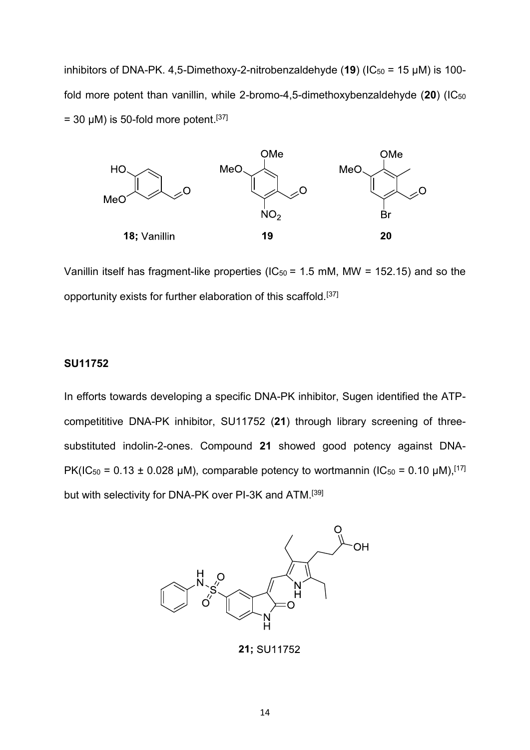inhibitors of DNA-PK. 4,5-Dimethoxy-2-nitrobenzaldehyde (**19**) ($IC_{50}$ = 15 µM) is 100-fold more potent than vanillin, while 2-bromo-4,5-dimethoxybenzaldehyde (**20**) ($IC_{50}$ = 30 µM) is 50-fold more potent.[37]

**18;** Vanillin **19** **20**

Vanillin itself has fragment-like properties ($IC_{50}$ = 1.5 mM, MW = 152.15) and so the opportunity exists for further elaboration of this scaffold.[37]

### SU11752

In efforts towards developing a specific DNA-PK inhibitor, Sugen identified the ATP-competititive DNA-PK inhibitor, SU11752 (**21**) through library screening of three-substituted indolin-2-ones. Compound **21** showed good potency against DNA-PK($IC_{50}$ = 0.13 ± 0.028 µM), comparable potency to wortmannin ($IC_{50}$ = 0.10 µM),[17] but with selectivity for DNA-PK over PI-3K and ATM.[39]

**21;** SU11752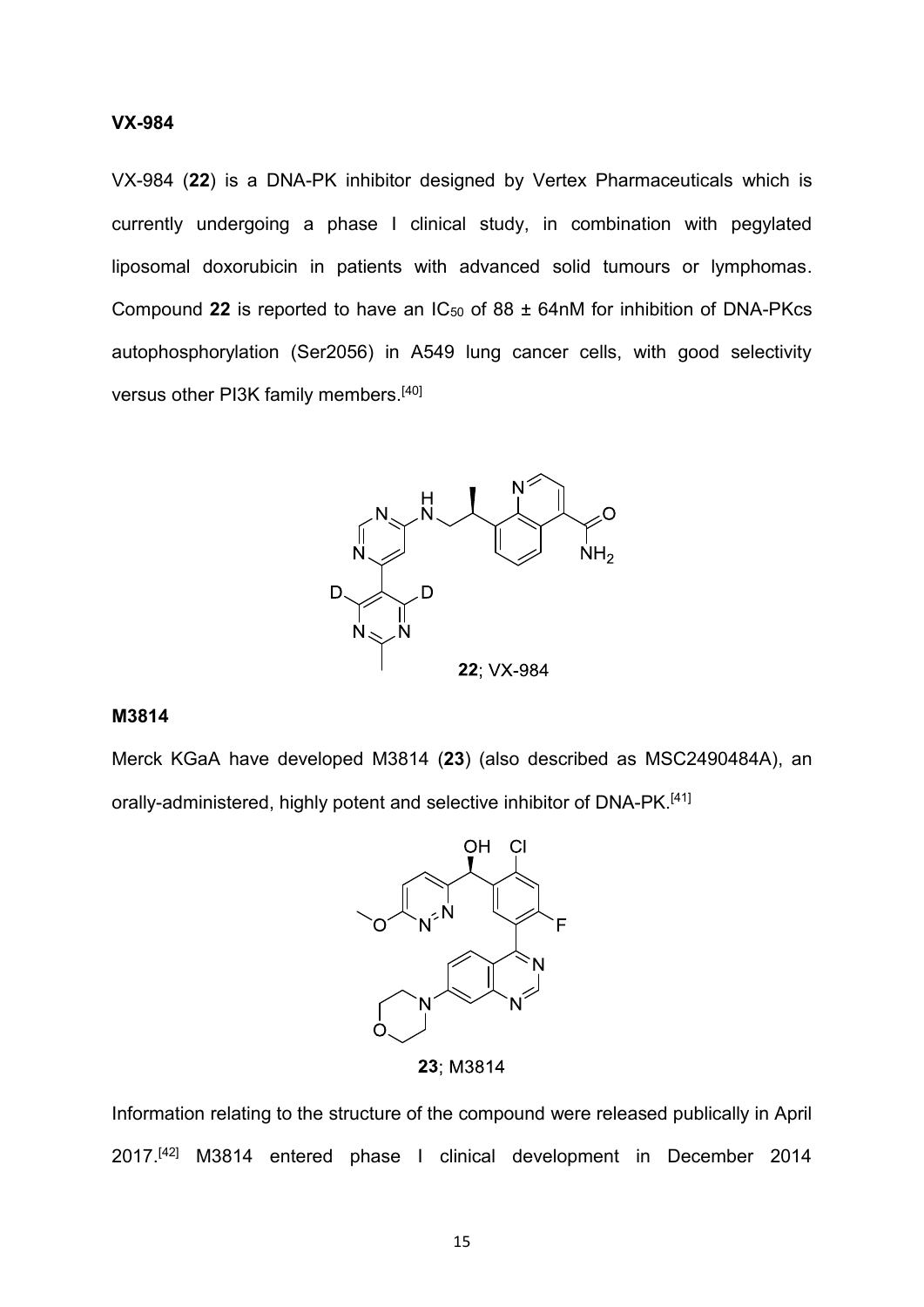**VX-984**

VX-984 (**22**) is a DNA-PK inhibitor designed by Vertex Pharmaceuticals which is currently undergoing a phase I clinical study, in combination with pegylated liposomal doxorubicin in patients with advanced solid tumours or lymphomas. Compound **22** is reported to have an $IC_{50}$ of 88 ± 64nM for inhibition of DNA-PKcs autophosphorylation (Ser2056) in A549 lung cancer cells, with good selectivity versus other PI3K family members.[40]

**22**; VX-984

**M3814**

Merck KGaA have developed M3814 (**23**) (also described as MSC2490484A), an orally-administered, highly potent and selective inhibitor of DNA-PK.[41]

**23**; M3814

Information relating to the structure of the compound were released publically in April 2017.[42] M3814 entered phase I clinical development in December 2014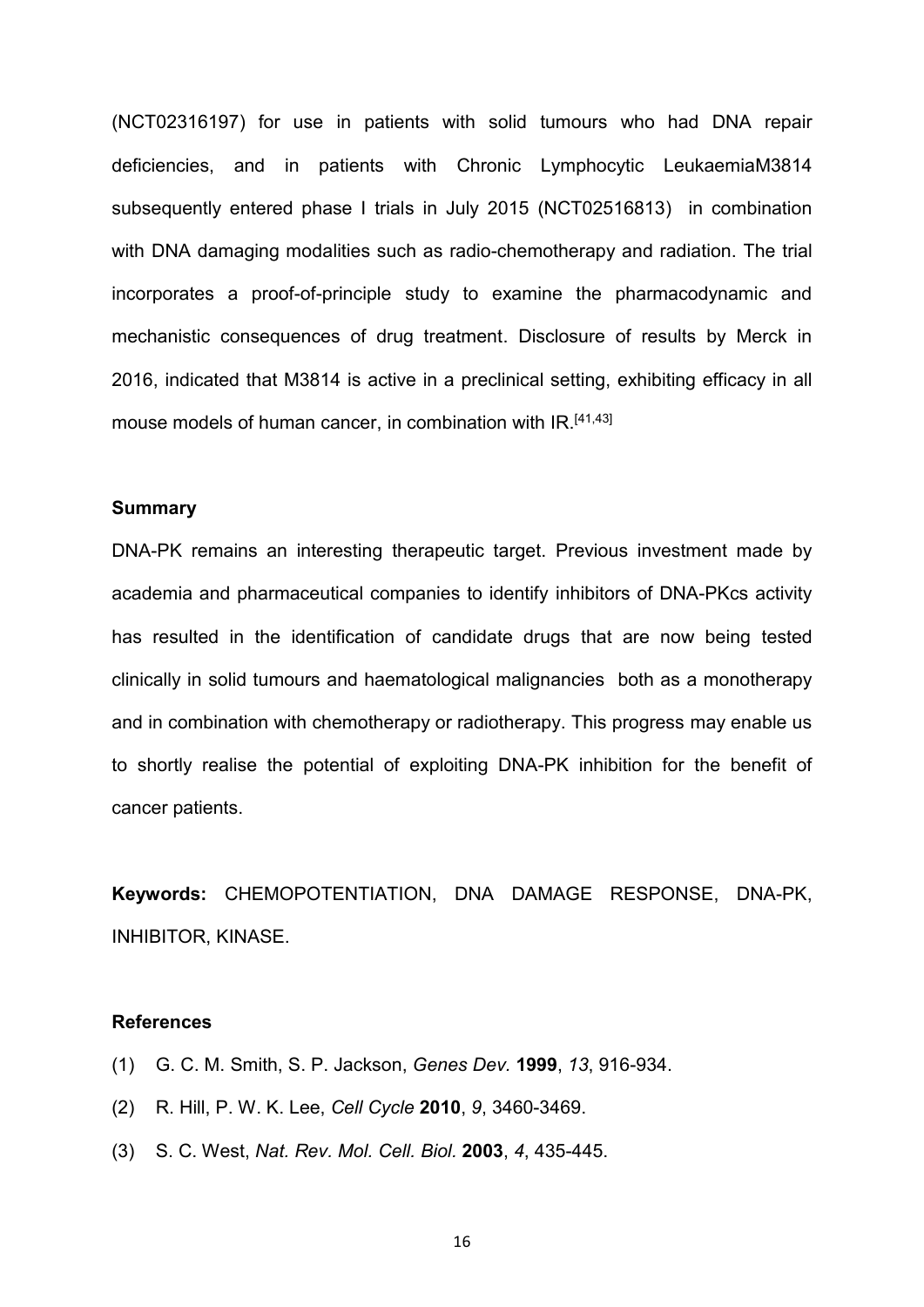(NCT02316197) for use in patients with solid tumours who had DNA repair deficiencies, and in patients with Chronic Lymphocytic LeukaemiaM3814 subsequently entered phase I trials in July 2015 (NCT02516813) in combination with DNA damaging modalities such as radio-chemotherapy and radiation. The trial incorporates a proof-of-principle study to examine the pharmacodynamic and mechanistic consequences of drug treatment. Disclosure of results by Merck in 2016, indicated that M3814 is active in a preclinical setting, exhibiting efficacy in all mouse models of human cancer, in combination with IR.[41,43]

### Summary

DNA-PK remains an interesting therapeutic target. Previous investment made by academia and pharmaceutical companies to identify inhibitors of DNA-PKcs activity has resulted in the identification of candidate drugs that are now being tested clinically in solid tumours and haematological malignancies both as a monotherapy and in combination with chemotherapy or radiotherapy. This progress may enable us to shortly realise the potential of exploiting DNA-PK inhibition for the benefit of cancer patients.

**Keywords:** CHEMOPOTENTIATION, DNA DAMAGE RESPONSE, DNA-PK, INHIBITOR, KINASE.

### References

(1) G. C. M. Smith, S. P. Jackson, *Genes Dev.* **1999**, *13*, 916-934.

(2) R. Hill, P. W. K. Lee, *Cell Cycle* **2010**, *9*, 3460-3469.

(3) S. C. West, *Nat. Rev. Mol. Cell. Biol.* **2003**, *4*, 435-445.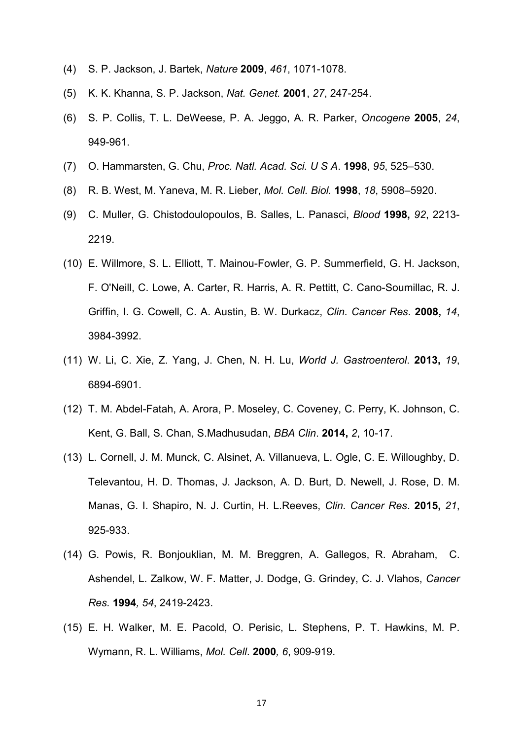(4) S. P. Jackson, J. Bartek, *Nature* **2009**, *461*, 1071-1078.

(5) K. K. Khanna, S. P. Jackson, *Nat. Genet.* **2001**, *27*, 247-254.

(6) S. P. Collis, T. L. DeWeese, P. A. Jeggo, A. R. Parker, *Oncogene* **2005**, *24*, 949-961.

(7) O. Hammarsten, G. Chu, *Proc. Natl. Acad. Sci. U S A*. **1998**, *95*, 525–530.

(8) R. B. West, M. Yaneva, M. R. Lieber, *Mol. Cell. Biol.* **1998**, *18*, 5908–5920.

(9) C. Muller, G. Chistodoulopoulos, B. Salles, L. Panasci, *Blood* **1998,** *92*, 2213-2219.

(10) E. Willmore, S. L. Elliott, T. Mainou-Fowler, G. P. Summerfield, G. H. Jackson, F. O'Neill, C. Lowe, A. Carter, R. Harris, A. R. Pettitt, C. Cano-Soumillac, R. J. Griffin, I. G. Cowell, C. A. Austin, B. W. Durkacz, *Clin. Cancer Res*. **2008,** *14*, 3984-3992.

(11) W. Li, C. Xie, Z. Yang, J. Chen, N. H. Lu, *World J. Gastroenterol*. **2013,** *19*, 6894-6901.

(12) T. M. Abdel-Fatah, A. Arora, P. Moseley, C. Coveney, C. Perry, K. Johnson, C. Kent, G. Ball, S. Chan, S.Madhusudan, *BBA Clin*. **2014,** *2*, 10-17.

(13) L. Cornell, J. M. Munck, C. Alsinet, A. Villanueva, L. Ogle, C. E. Willoughby, D. Televantou, H. D. Thomas, J. Jackson, A. D. Burt, D. Newell, J. Rose, D. M. Manas, G. I. Shapiro, N. J. Curtin, H. L.Reeves, *Clin. Cancer Res*. **2015,** *21*, 925-933.

(14) G. Powis, R. Bonjouklian, M. M. Breggren, A. Gallegos, R. Abraham, C. Ashendel, L. Zalkow, W. F. Matter, J. Dodge, G. Grindey, C. J. Vlahos, *Cancer Res.* **1994***, 54*, 2419-2423.

(15) E. H. Walker, M. E. Pacold, O. Perisic, L. Stephens, P. T. Hawkins, M. P. Wymann, R. L. Williams, *Mol. Cell*. **2000***, 6*, 909-919.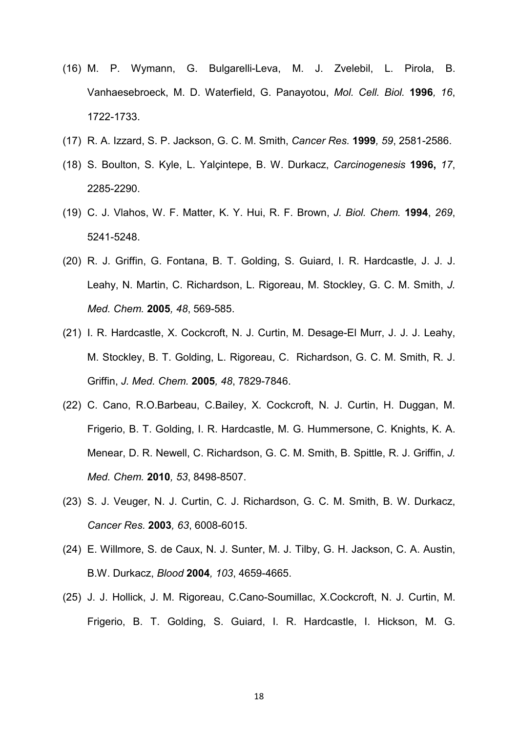(16) M. P. Wymann, G. Bulgarelli-Leva, M. J. Zvelebil, L. Pirola, B. Vanhaesebroeck, M. D. Waterfield, G. Panayotou, *Mol. Cell. Biol.* **1996***, 16*, 1722-1733.

(17) R. A. Izzard, S. P. Jackson, G. C. M. Smith, *Cancer Res.* **1999***, 59*, 2581-2586.

(18) S. Boulton, S. Kyle, L. Yalçintepe, B. W. Durkacz, *Carcinogenesis* **1996,** *17*, 2285-2290.

(19) C. J. Vlahos, W. F. Matter, K. Y. Hui, R. F. Brown, *J. Biol. Chem.* **1994**, *269*, 5241-5248.

(20) R. J. Griffin, G. Fontana, B. T. Golding, S. Guiard, I. R. Hardcastle, J. J. J. Leahy, N. Martin, C. Richardson, L. Rigoreau, M. Stockley, G. C. M. Smith, *J. Med. Chem.* **2005***, 48*, 569-585.

(21) I. R. Hardcastle, X. Cockcroft, N. J. Curtin, M. Desage-El Murr, J. J. J. Leahy, M. Stockley, B. T. Golding, L. Rigoreau, C. Richardson, G. C. M. Smith, R. J. Griffin, *J. Med. Chem.* **2005***, 48*, 7829-7846.

(22) C. Cano, R.O.Barbeau, C.Bailey, X. Cockcroft, N. J. Curtin, H. Duggan, M. Frigerio, B. T. Golding, I. R. Hardcastle, M. G. Hummersone, C. Knights, K. A. Menear, D. R. Newell, C. Richardson, G. C. M. Smith, B. Spittle, R. J. Griffin, *J. Med. Chem.* **2010***, 53*, 8498-8507.

(23) S. J. Veuger, N. J. Curtin, C. J. Richardson, G. C. M. Smith, B. W. Durkacz, *Cancer Res.* **2003***, 63*, 6008-6015.

(24) E. Willmore, S. de Caux, N. J. Sunter, M. J. Tilby, G. H. Jackson, C. A. Austin, B.W. Durkacz, *Blood* **2004***, 103*, 4659-4665.

(25) J. J. Hollick, J. M. Rigoreau, C.Cano-Soumillac, X.Cockcroft, N. J. Curtin, M. Frigerio, B. T. Golding, S. Guiard, I. R. Hardcastle, I. Hickson, M. G.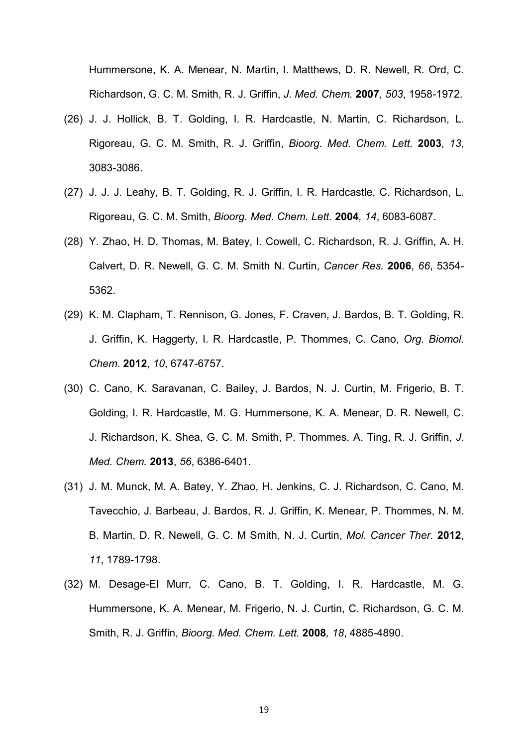Hummersone, K. A. Menear, N. Martin, I. Matthews, D. R. Newell, R. Ord, C. Richardson, G. C. M. Smith, R. J. Griffin, *J. Med. Chem.* **2007***, 503*, 1958-1972.

(26) J. J. Hollick, B. T. Golding, I. R. Hardcastle, N. Martin, C. Richardson, L. Rigoreau, G. C. M. Smith, R. J. Griffin, *Bioorg. Med. Chem. Lett.* **2003***, 13*, 3083-3086.

(27) J. J. J. Leahy, B. T. Golding, R. J. Griffin, I. R. Hardcastle, C. Richardson, L. Rigoreau, G. C. M. Smith, *Bioorg. Med. Chem. Lett.* **2004***, 14*, 6083-6087.

(28) Y. Zhao, H. D. Thomas, M. Batey, I. Cowell, C. Richardson, R. J. Griffin, A. H. Calvert, D. R. Newell, G. C. M. Smith N. Curtin, *Cancer Res.* **2006**, *66*, 5354-5362.

(29) K. M. Clapham, T. Rennison, G. Jones, F. Craven, J. Bardos, B. T. Golding, R. J. Griffin, K. Haggerty, I. R. Hardcastle, P. Thommes, C. Cano, *Org. Biomol. Chem.* **2012**, *10*, 6747-6757.

(30) C. Cano, K. Saravanan, C. Bailey, J. Bardos, N. J. Curtin, M. Frigerio, B. T. Golding, I. R. Hardcastle, M. G. Hummersone, K. A. Menear, D. R. Newell, C. J. Richardson, K. Shea, G. C. M. Smith, P. Thommes, A. Ting, R. J. Griffin, *J. Med. Chem.* **2013**, *56*, 6386-6401.

(31) J. M. Munck, M. A. Batey, Y. Zhao, H. Jenkins, C. J. Richardson, C. Cano, M. Tavecchio, J. Barbeau, J. Bardos, R. J. Griffin, K. Menear, P. Thommes, N. M. B. Martin, D. R. Newell, G. C. M Smith, N. J. Curtin, *Mol. Cancer Ther.* **2012**, *11*, 1789-1798.

(32) M. Desage-El Murr, C. Cano, B. T. Golding, I. R. Hardcastle, M. G. Hummersone, K. A. Menear, M. Frigerio, N. J. Curtin, C. Richardson, G. C. M. Smith, R. J. Griffin, *Bioorg. Med. Chem. Lett.* **2008***, 18*, 4885-4890.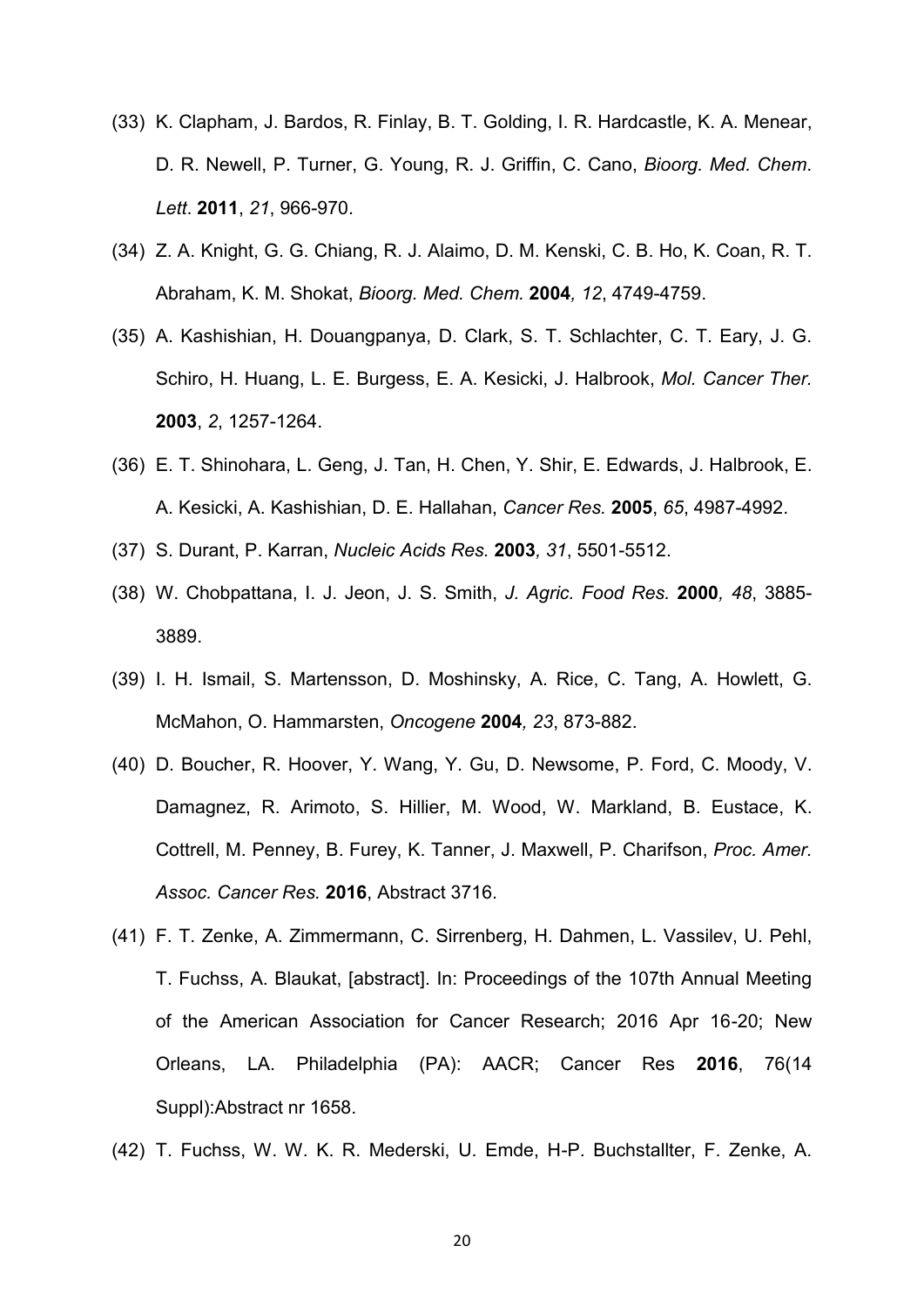(33) K. Clapham, J. Bardos, R. Finlay, B. T. Golding, I. R. Hardcastle, K. A. Menear, D. R. Newell, P. Turner, G. Young, R. J. Griffin, C. Cano, *Bioorg. Med. Chem. Lett*. **2011**, *21*, 966-970.

(34) Z. A. Knight, G. G. Chiang, R. J. Alaimo, D. M. Kenski, C. B. Ho, K. Coan, R. T. Abraham, K. M. Shokat, *Bioorg. Med. Chem.* **2004***, 12*, 4749-4759.

(35) A. Kashishian, H. Douangpanya, D. Clark, S. T. Schlachter, C. T. Eary, J. G. Schiro, H. Huang, L. E. Burgess, E. A. Kesicki, J. Halbrook, *Mol. Cancer Ther.* **2003**, *2*, 1257-1264.

(36) E. T. Shinohara, L. Geng, J. Tan, H. Chen, Y. Shir, E. Edwards, J. Halbrook, E. A. Kesicki, A. Kashishian, D. E. Hallahan, *Cancer Res.* **2005**, *65*, 4987-4992.

(37) S. Durant, P. Karran, *Nucleic Acids Res.* **2003***, 31*, 5501-5512.

(38) W. Chobpattana, I. J. Jeon, J. S. Smith, *J. Agric. Food Res.* **2000***, 48*, 3885-3889.

(39) I. H. Ismail, S. Martensson, D. Moshinsky, A. Rice, C. Tang, A. Howlett, G. McMahon, O. Hammarsten, *Oncogene* **2004***, 23*, 873-882.

(40) D. Boucher, R. Hoover, Y. Wang, Y. Gu, D. Newsome, P. Ford, C. Moody, V. Damagnez, R. Arimoto, S. Hillier, M. Wood, W. Markland, B. Eustace, K. Cottrell, M. Penney, B. Furey, K. Tanner, J. Maxwell, P. Charifson, *Proc. Amer. Assoc. Cancer Res.* **2016**, Abstract 3716.

(41) F. T. Zenke, A. Zimmermann, C. Sirrenberg, H. Dahmen, L. Vassilev, U. Pehl, T. Fuchss, A. Blaukat, [abstract]. In: Proceedings of the 107th Annual Meeting of the American Association for Cancer Research; 2016 Apr 16-20; New Orleans, LA. Philadelphia (PA): AACR; Cancer Res **2016**, 76(14 Suppl):Abstract nr 1658.

(42) T. Fuchss, W. W. K. R. Mederski, U. Emde, H-P. Buchstallter, F. Zenke, A.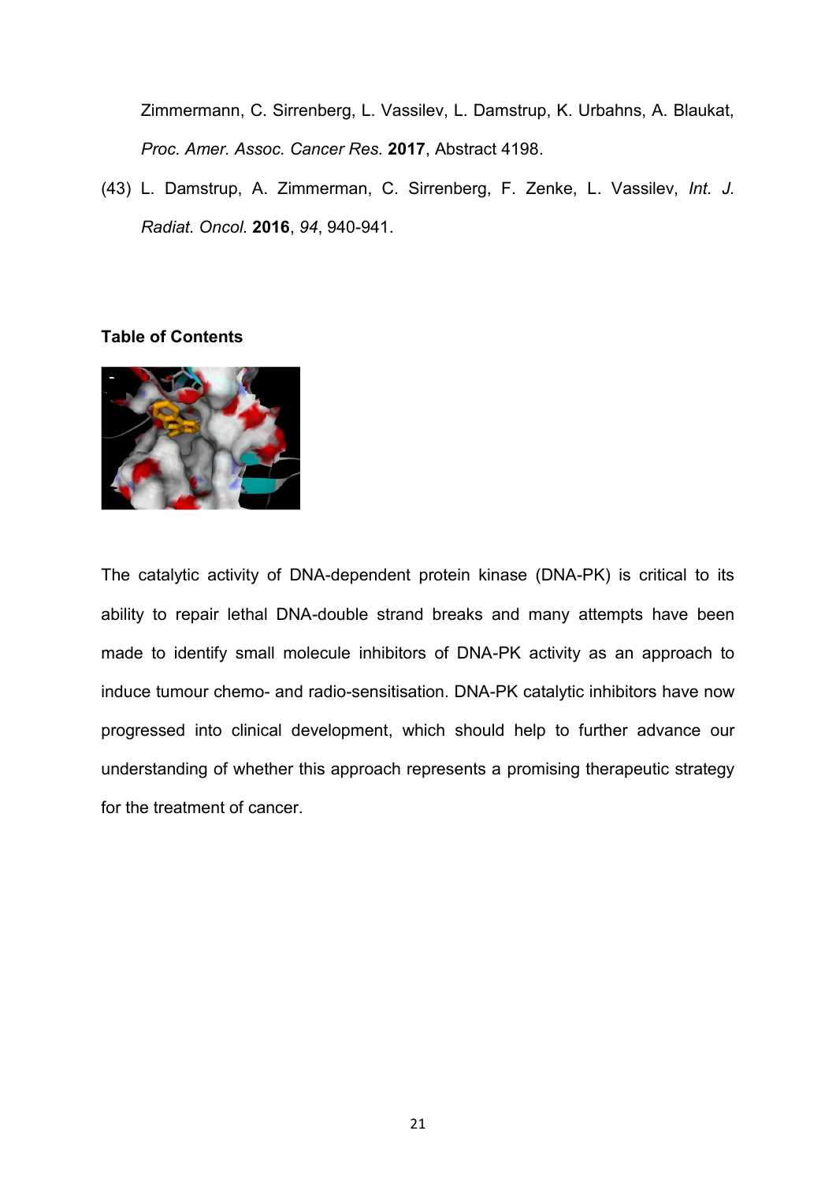Zimmermann, C. Sirrenberg, L. Vassilev, L. Damstrup, K. Urbahns, A. Blaukat, *Proc. Amer. Assoc. Cancer Res.* **2017**, Abstract 4198.

(43) L. Damstrup, A. Zimmerman, C. Sirrenberg, F. Zenke, L. Vassilev, *Int. J. Radiat. Oncol.* **2016**, *94*, 940-941.

**Table of Contents**

The catalytic activity of DNA-dependent protein kinase (DNA-PK) is critical to its ability to repair lethal DNA-double strand breaks and many attempts have been made to identify small molecule inhibitors of DNA-PK activity as an approach to induce tumour chemo- and radio-sensitisation. DNA-PK catalytic inhibitors have now progressed into clinical development, which should help to further advance our understanding of whether this approach represents a promising therapeutic strategy for the treatment of cancer.